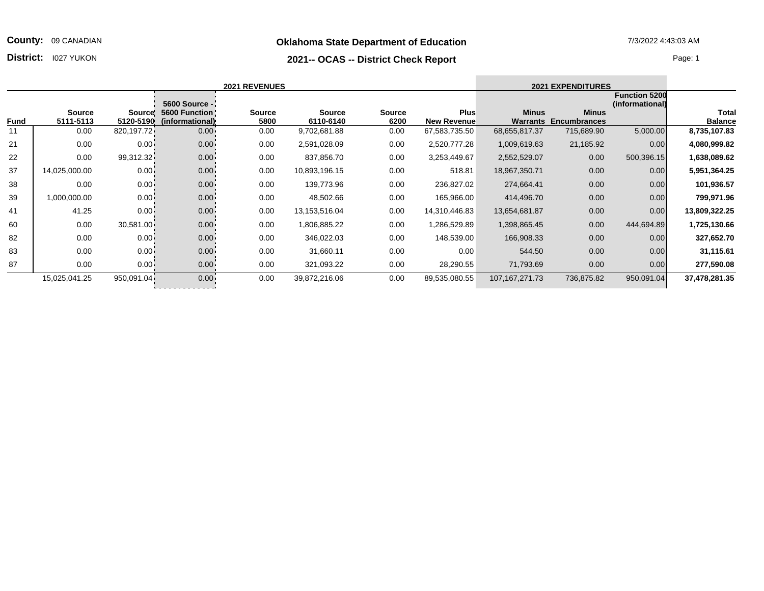**County:** 09 CANADIAN

**District:** I027 YUKON

## Oklahoma State Department of Education

## 2021-- OCAS -- District Check Report

7/3/2022 4:43:03 AM

| | 2021 REVENUES | | | | | | | 2021 EXPENDITURES | | | |
|---|---|---|---|---|---|---|---|---|---|---|---|
| Fund | Source 5111-5113 | Source 5120-5190 | 5600 Source - 5600 Function (informational) | Source 5800 | Source 6110-6140 | Source 6200 | Plus New Revenue | Minus Warrants | Minus Encumbrances | Function 5200 (informational) | Total Balance |
| 11 | 0.00 | 820,197.72 | 0.00 | 0.00 | 9,702,681.88 | 0.00 | 67,583,735.50 | 68,655,817.37 | 715,689.90 | 5,000.00 | **8,735,107.83** |
| 21 | 0.00 | 0.00 | 0.00 | 0.00 | 2,591,028.09 | 0.00 | 2,520,777.28 | 1,009,619.63 | 21,185.92 | 0.00 | **4,080,999.82** |
| 22 | 0.00 | 99,312.32 | 0.00 | 0.00 | 837,856.70 | 0.00 | 3,253,449.67 | 2,552,529.07 | 0.00 | 500,396.15 | **1,638,089.62** |
| 37 | 14,025,000.00 | 0.00 | 0.00 | 0.00 | 10,893,196.15 | 0.00 | 518.81 | 18,967,350.71 | 0.00 | 0.00 | **5,951,364.25** |
| 38 | 0.00 | 0.00 | 0.00 | 0.00 | 139,773.96 | 0.00 | 236,827.02 | 274,664.41 | 0.00 | 0.00 | **101,936.57** |
| 39 | 1,000,000.00 | 0.00 | 0.00 | 0.00 | 48,502.66 | 0.00 | 165,966.00 | 414,496.70 | 0.00 | 0.00 | **799,971.96** |
| 41 | 41.25 | 0.00 | 0.00 | 0.00 | 13,153,516.04 | 0.00 | 14,310,446.83 | 13,654,681.87 | 0.00 | 0.00 | **13,809,322.25** |
| 60 | 0.00 | 30,581.00 | 0.00 | 0.00 | 1,806,885.22 | 0.00 | 1,286,529.89 | 1,398,865.45 | 0.00 | 444,694.89 | **1,725,130.66** |
| 82 | 0.00 | 0.00 | 0.00 | 0.00 | 346,022.03 | 0.00 | 148,539.00 | 166,908.33 | 0.00 | 0.00 | **327,652.70** |
| 83 | 0.00 | 0.00 | 0.00 | 0.00 | 31,660.11 | 0.00 | 0.00 | 544.50 | 0.00 | 0.00 | **31,115.61** |
| 87 | 0.00 | 0.00 | 0.00 | 0.00 | 321,093.22 | 0.00 | 28,290.55 | 71,793.69 | 0.00 | 0.00 | **277,590.08** |
| | 15,025,041.25 | 950,091.04 | 0.00 | 0.00 | 39,872,216.06 | 0.00 | 89,535,080.55 | 107,167,271.73 | 736,875.82 | 950,091.04 | **37,478,281.35** |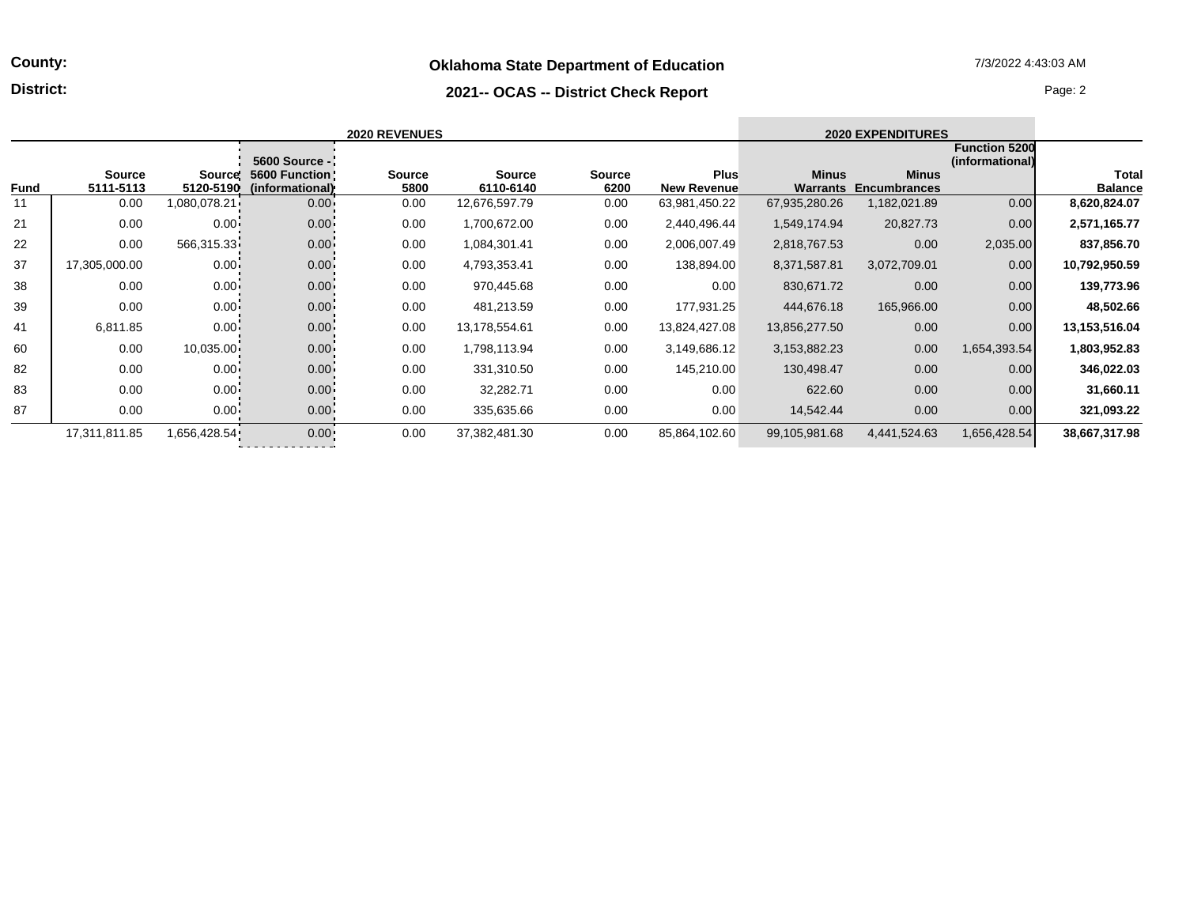**County:**

**District:**

## Oklahoma State Department of Education

## 2021-- OCAS -- District Check Report

7/3/2022 4:43:03 AM

| | 2020 REVENUES | | | | | | | 2020 EXPENDITURES | | | |
|---|---|---|---|---|---|---|---|---|---|---|---|
| Fund | Source 5111-5113 | Source 5120-5190 | 5600 Source - 5600 Function (informational) | Source 5800 | Source 6110-6140 | Source 6200 | Plus New Revenue | Minus Warrants | Minus Encumbrances | Function 5200 (informational) | Total Balance |
| 11 | 0.00 | 1,080,078.21 | 0.00 | 0.00 | 12,676,597.79 | 0.00 | 63,981,450.22 | 67,935,280.26 | 1,182,021.89 | 0.00 | **8,620,824.07** |
| 21 | 0.00 | 0.00 | 0.00 | 0.00 | 1,700,672.00 | 0.00 | 2,440,496.44 | 1,549,174.94 | 20,827.73 | 0.00 | **2,571,165.77** |
| 22 | 0.00 | 566,315.33 | 0.00 | 0.00 | 1,084,301.41 | 0.00 | 2,006,007.49 | 2,818,767.53 | 0.00 | 2,035.00 | **837,856.70** |
| 37 | 17,305,000.00 | 0.00 | 0.00 | 0.00 | 4,793,353.41 | 0.00 | 138,894.00 | 8,371,587.81 | 3,072,709.01 | 0.00 | **10,792,950.59** |
| 38 | 0.00 | 0.00 | 0.00 | 0.00 | 970,445.68 | 0.00 | 0.00 | 830,671.72 | 0.00 | 0.00 | **139,773.96** |
| 39 | 0.00 | 0.00 | 0.00 | 0.00 | 481,213.59 | 0.00 | 177,931.25 | 444,676.18 | 165,966.00 | 0.00 | **48,502.66** |
| 41 | 6,811.85 | 0.00 | 0.00 | 0.00 | 13,178,554.61 | 0.00 | 13,824,427.08 | 13,856,277.50 | 0.00 | 0.00 | **13,153,516.04** |
| 60 | 0.00 | 10,035.00 | 0.00 | 0.00 | 1,798,113.94 | 0.00 | 3,149,686.12 | 3,153,882.23 | 0.00 | 1,654,393.54 | **1,803,952.83** |
| 82 | 0.00 | 0.00 | 0.00 | 0.00 | 331,310.50 | 0.00 | 145,210.00 | 130,498.47 | 0.00 | 0.00 | **346,022.03** |
| 83 | 0.00 | 0.00 | 0.00 | 0.00 | 32,282.71 | 0.00 | 0.00 | 622.60 | 0.00 | 0.00 | **31,660.11** |
| 87 | 0.00 | 0.00 | 0.00 | 0.00 | 335,635.66 | 0.00 | 0.00 | 14,542.44 | 0.00 | 0.00 | **321,093.22** |
| | 17,311,811.85 | 1,656,428.54 | 0.00 | 0.00 | 37,382,481.30 | 0.00 | 85,864,102.60 | 99,105,981.68 | 4,441,524.63 | 1,656,428.54 | **38,667,317.98** |